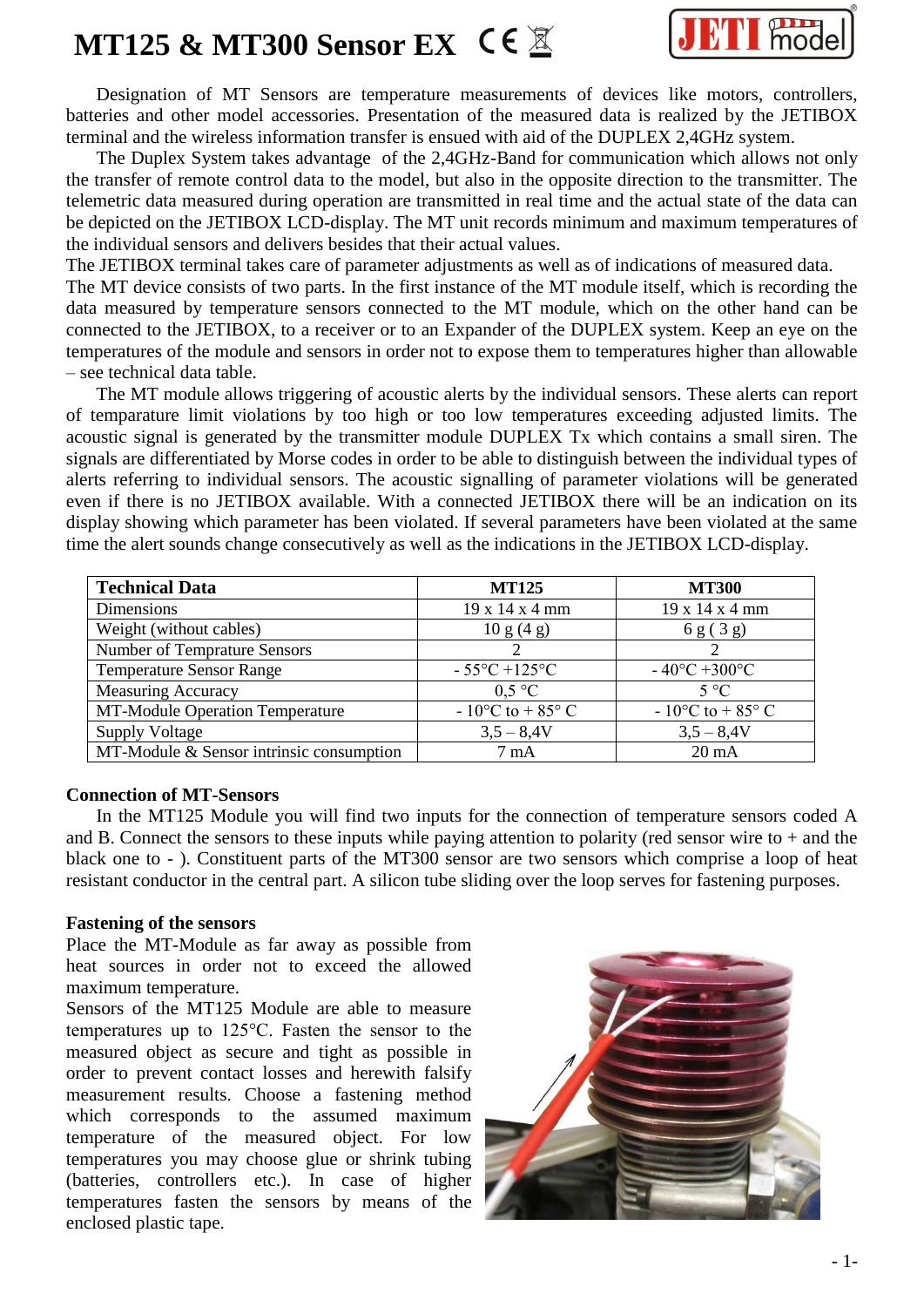# MT125 & MT300 Sensor EX

Designation of MT Sensors are temperature measurements of devices like motors, controllers, batteries and other model accessories. Presentation of the measured data is realized by the JETIBOX terminal and the wireless information transfer is ensued with aid of the DUPLEX 2,4GHz system.

The Duplex System takes advantage of the 2,4GHz-Band for communication which allows not only the transfer of remote control data to the model, but also in the opposite direction to the transmitter. The telemetric data measured during operation are transmitted in real time and the actual state of the data can be depicted on the JETIBOX LCD-display. The MT unit records minimum and maximum temperatures of the individual sensors and delivers besides that their actual values.

The JETIBOX terminal takes care of parameter adjustments as well as of indications of measured data.

The MT device consists of two parts. In the first instance of the MT module itself, which is recording the data measured by temperature sensors connected to the MT module, which on the other hand can be connected to the JETIBOX, to a receiver or to an Expander of the DUPLEX system. Keep an eye on the temperatures of the module and sensors in order not to expose them to temperatures higher than allowable – see technical data table.

The MT module allows triggering of acoustic alerts by the individual sensors. These alerts can report of temparature limit violations by too high or too low temperatures exceeding adjusted limits. The acoustic signal is generated by the transmitter module DUPLEX Tx which contains a small siren. The signals are differentiated by Morse codes in order to be able to distinguish between the individual types of alerts referring to individual sensors. The acoustic signalling of parameter violations will be generated even if there is no JETIBOX available. With a connected JETIBOX there will be an indication on its display showing which parameter has been violated. If several parameters have been violated at the same time the alert sounds change consecutively as well as the indications in the JETIBOX LCD-display.

| Technical Data | MT125 | MT300 |
|---|---|---|
| Dimensions | 19 x 14 x 4 mm | 19 x 14 x 4 mm |
| Weight (without cables) | 10 g (4 g) | 6 g ( 3 g) |
| Number of Temprature Sensors | 2 | 2 |
| Temperature Sensor Range | - 55°C +125°C | - 40°C +300°C |
| Measuring Accuracy | 0,5 °C | 5 °C |
| MT-Module Operation Temperature | - 10°C to + 85° C | - 10°C to + 85° C |
| Supply Voltage | 3,5 – 8,4V | 3,5 – 8,4V |
| MT-Module & Sensor intrinsic consumption | 7 mA | 20 mA |

### Connection of MT-Sensors

In the MT125 Module you will find two inputs for the connection of temperature sensors coded A and B. Connect the sensors to these inputs while paying attention to polarity (red sensor wire to + and the black one to - ). Constituent parts of the MT300 sensor are two sensors which comprise a loop of heat resistant conductor in the central part. A silicon tube sliding over the loop serves for fastening purposes.

### Fastening of the sensors

Place the MT-Module as far away as possible from heat sources in order not to exceed the allowed maximum temperature.

Sensors of the MT125 Module are able to measure temperatures up to 125°C. Fasten the sensor to the measured object as secure and tight as possible in order to prevent contact losses and herewith falsify measurement results. Choose a fastening method which corresponds to the assumed maximum temperature of the measured object. For low temperatures you may choose glue or shrink tubing (batteries, controllers etc.). In case of higher temperatures fasten the sensors by means of the enclosed plastic tape.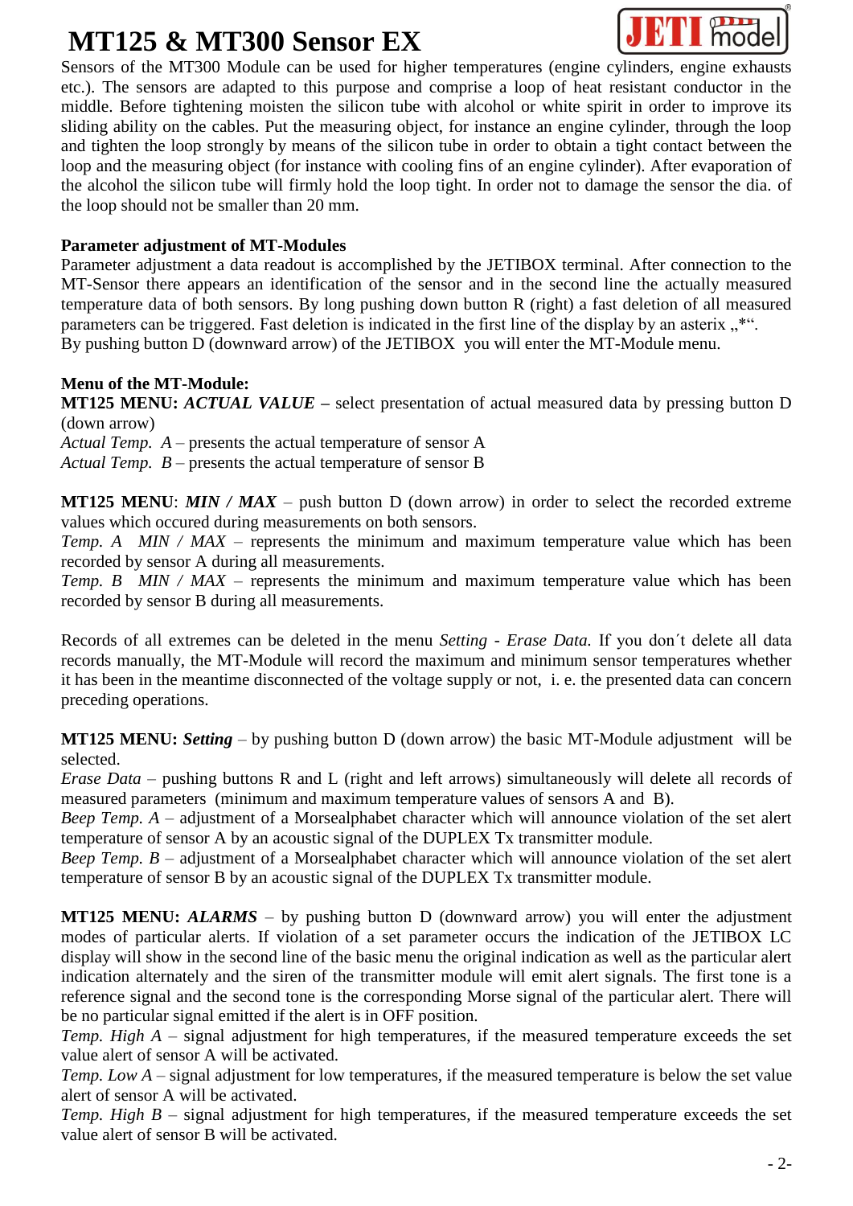# MT125 & MT300 Sensor EX

Sensors of the MT300 Module can be used for higher temperatures (engine cylinders, engine exhausts etc.). The sensors are adapted to this purpose and comprise a loop of heat resistant conductor in the middle. Before tightening moisten the silicon tube with alcohol or white spirit in order to improve its sliding ability on the cables. Put the measuring object, for instance an engine cylinder, through the loop and tighten the loop strongly by means of the silicon tube in order to obtain a tight contact between the loop and the measuring object (for instance with cooling fins of an engine cylinder). After evaporation of the alcohol the silicon tube will firmly hold the loop tight. In order not to damage the sensor the dia. of the loop should not be smaller than 20 mm.

**Parameter adjustment of MT-Modules**

Parameter adjustment a data readout is accomplished by the JETIBOX terminal. After connection to the MT-Sensor there appears an identification of the sensor and in the second line the actually measured temperature data of both sensors. By long pushing down button R (right) a fast deletion of all measured parameters can be triggered. Fast deletion is indicated in the first line of the display by an asterix „*“.
By pushing button D (downward arrow) of the JETIBOX you will enter the MT-Module menu.

**Menu of the MT-Module:**

**MT125 MENU:** ***ACTUAL VALUE*** **–** select presentation of actual measured data by pressing button D (down arrow)
*Actual Temp. A* – presents the actual temperature of sensor A
*Actual Temp. B* – presents the actual temperature of sensor B

**MT125 MENU**: ***MIN / MAX*** – push button D (down arrow) in order to select the recorded extreme values which occured during measurements on both sensors.
*Temp. A MIN / MAX* – represents the minimum and maximum temperature value which has been recorded by sensor A during all measurements.
*Temp. B MIN / MAX* – represents the minimum and maximum temperature value which has been recorded by sensor B during all measurements.

Records of all extremes can be deleted in the menu *Setting - Erase Data.* If you don´t delete all data records manually, the MT-Module will record the maximum and minimum sensor temperatures whether it has been in the meantime disconnected of the voltage supply or not, i. e. the presented data can concern preceding operations.

**MT125 MENU:** ***Setting*** – by pushing button D (down arrow) the basic MT-Module adjustment will be selected.
*Erase Data* – pushing buttons R and L (right and left arrows) simultaneously will delete all records of measured parameters (minimum and maximum temperature values of sensors A and B).
*Beep Temp. A* – adjustment of a Morsealphabet character which will announce violation of the set alert temperature of sensor A by an acoustic signal of the DUPLEX Tx transmitter module.
*Beep Temp. B* – adjustment of a Morsealphabet character which will announce violation of the set alert temperature of sensor B by an acoustic signal of the DUPLEX Tx transmitter module.

**MT125 MENU:** ***ALARMS*** – by pushing button D (downward arrow) you will enter the adjustment modes of particular alerts. If violation of a set parameter occurs the indication of the JETIBOX LC display will show in the second line of the basic menu the original indication as well as the particular alert indication alternately and the siren of the transmitter module will emit alert signals. The first tone is a reference signal and the second tone is the corresponding Morse signal of the particular alert. There will be no particular signal emitted if the alert is in OFF position.
*Temp. High A* – signal adjustment for high temperatures, if the measured temperature exceeds the set value alert of sensor A will be activated.
*Temp. Low A* – signal adjustment for low temperatures, if the measured temperature is below the set value alert of sensor A will be activated.
*Temp. High B* – signal adjustment for high temperatures, if the measured temperature exceeds the set value alert of sensor B will be activated.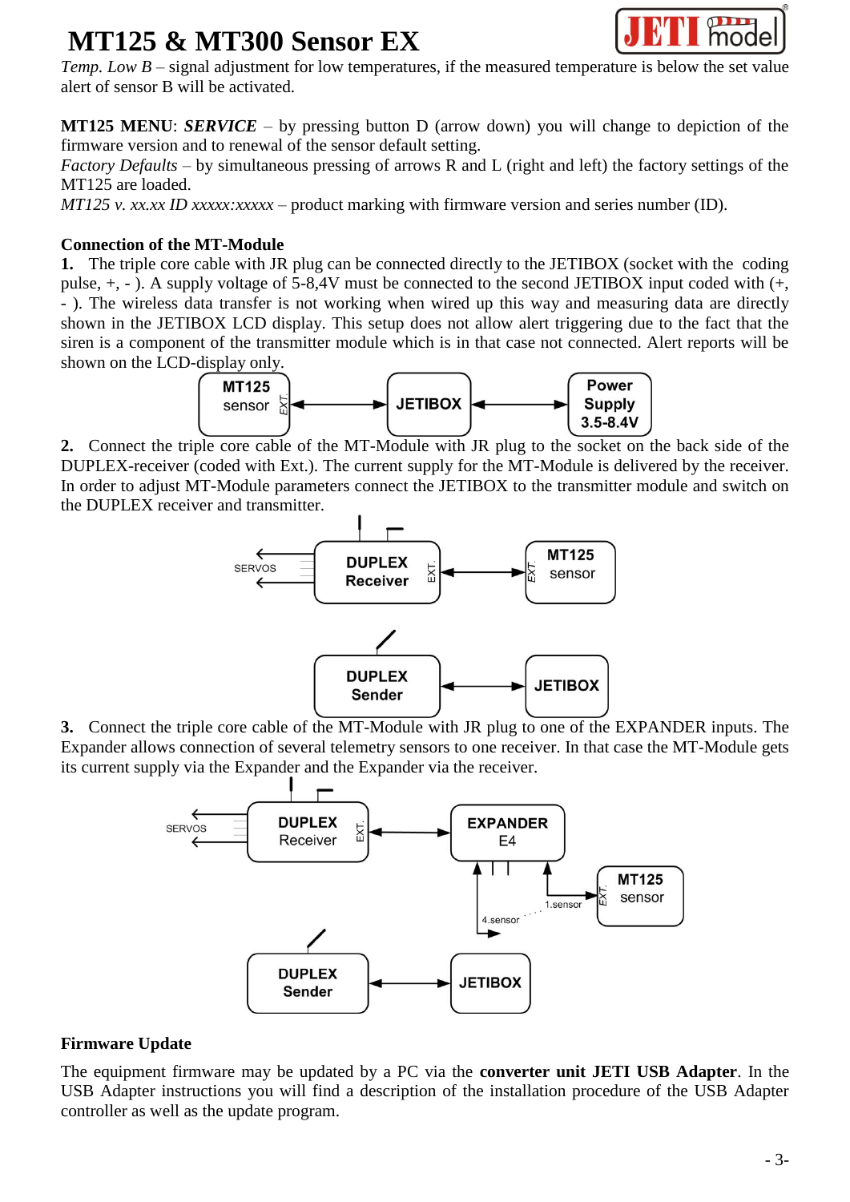*Temp. Low B* – signal adjustment for low temperatures, if the measured temperature is below the set value alert of sensor B will be activated.

**MT125 MENU**: ***SERVICE*** – by pressing button D (arrow down) you will change to depiction of the firmware version and to renewal of the sensor default setting.

*Factory Defaults* – by simultaneous pressing of arrows R and L (right and left) the factory settings of the MT125 are loaded.

*MT125 v. xx.xx ID xxxxx:xxxxx* – product marking with firmware version and series number (ID).

**Connection of the MT-Module**

**1.** The triple core cable with JR plug can be connected directly to the JETIBOX (socket with the coding pulse, +, - ). A supply voltage of 5-8,4V must be connected to the second JETIBOX input coded with (+, - ). The wireless data transfer is not working when wired up this way and measuring data are directly shown in the JETIBOX LCD display. This setup does not allow alert triggering due to the fact that the siren is a component of the transmitter module which is in that case not connected. Alert reports will be shown on the LCD-display only.

**2.** Connect the triple core cable of the MT-Module with JR plug to the socket on the back side of the DUPLEX-receiver (coded with Ext.). The current supply for the MT-Module is delivered by the receiver. In order to adjust MT-Module parameters connect the JETIBOX to the transmitter module and switch on the DUPLEX receiver and transmitter.

**3.** Connect the triple core cable of the MT-Module with JR plug to one of the EXPANDER inputs. The Expander allows connection of several telemetry sensors to one receiver. In that case the MT-Module gets its current supply via the Expander and the Expander via the receiver.

**Firmware Update**

The equipment firmware may be updated by a PC via the **converter unit JETI USB Adapter**. In the USB Adapter instructions you will find a description of the installation procedure of the USB Adapter controller as well as the update program.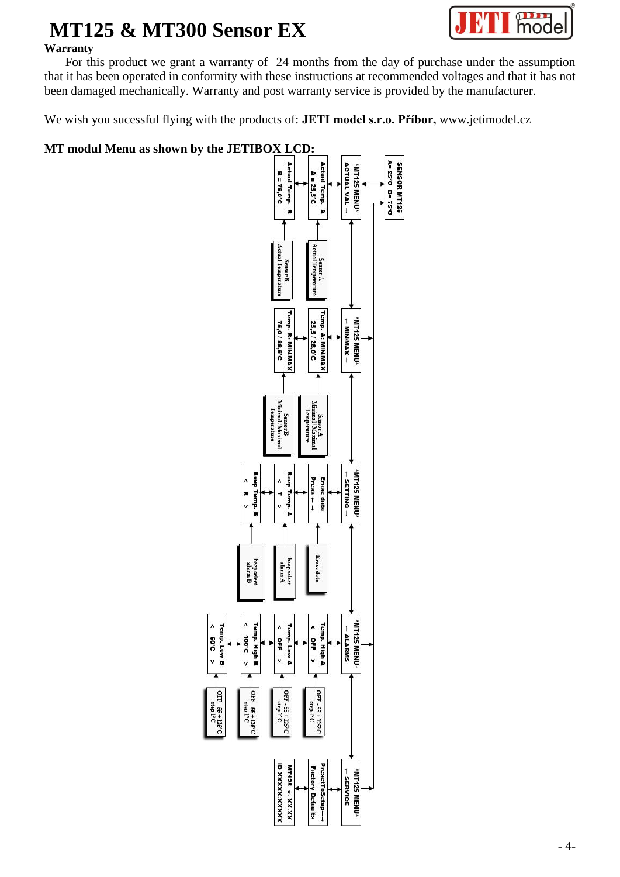# MT125 & MT300 Sensor EX

**Warranty**

For this product we grant a warranty of 24 months from the day of purchase under the assumption that it has been operated in conformity with these instructions at recommended voltages and that it has not been damaged mechanically. Warranty and post warranty service is provided by the manufacturer.

We wish you sucessful flying with the products of: **JETI model s.r.o. Příbor,** www.jetimodel.cz

**MT modul Menu as shown by the JETIBOX LCD:**

SENSOR MT125
A= 25°C B= 75°C

\*MT125 MENU\*
ACTUAL VAL ↓

Actual Temp. A
A = 25,5°C

Sensor A
Actual Temperature

Actual Temp. B
B = 75,0°C

Sensor B
Actual Temperature

\*MT125 MENU\*
← MIN/MAX ↓

Temp. A: MIN/MAX
25,5 / 28,0°C

Sensor A
Minimal / Maximal
Temperature

Temp. B: MIN/MAX
75,0 / 88,5°C

Sensor B
Minimal / Maximal
Temperature

\*MT125 MENU\*
← SETTING ↓

Erase data
Press ← →

Erase data

Beep Temp. A
< T >

beep select
alarm A

Beep Temp. B
< R >

beep select
alarm B

\*MT125 MENU\*
← ALARMS

Temp. High A
< OFF >

OFF -55 +125°C
step 1°C

Temp. Low A
< OFF >

OFF -55 +125°C
step 1°C

Temp. High B
< 100°C >

OFF -55 +125°C
step 1°C

Temp. Low B
< 50°C >

OFF -55 +125°C
step 1°C

\*MT125 MENU\*
← SERVICE

PresetToSetup←→
Factory Defaults

MT125 v. XX.XX
ID XXXXX:XXXXX